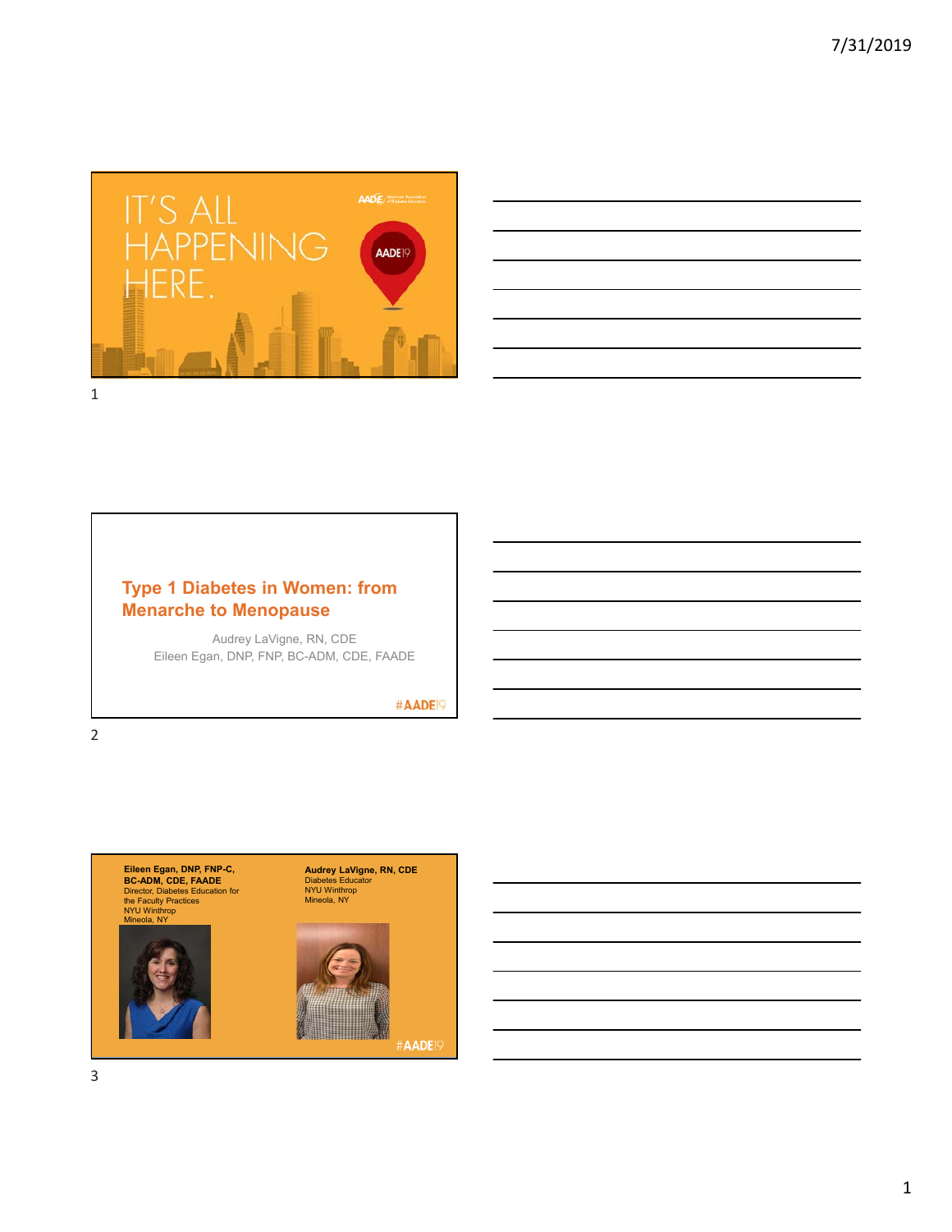IT'S ALL HAPPENING HERE.

AADE19

## Type 1 Diabetes in Women: from Menarche to Menopause

Audrey LaVigne, RN, CDE

Eileen Egan, DNP, FNP, BC-ADM, CDE, FAADE

#AADE19

**Eileen Egan, DNP, FNP-C, BC-ADM, CDE, FAADE**
Director, Diabetes Education for the Faculty Practices
NYU Winthrop
Mineola, NY

**Audrey LaVigne, RN, CDE**
Diabetes Educator
NYU Winthrop
Mineola, NY

#AADE19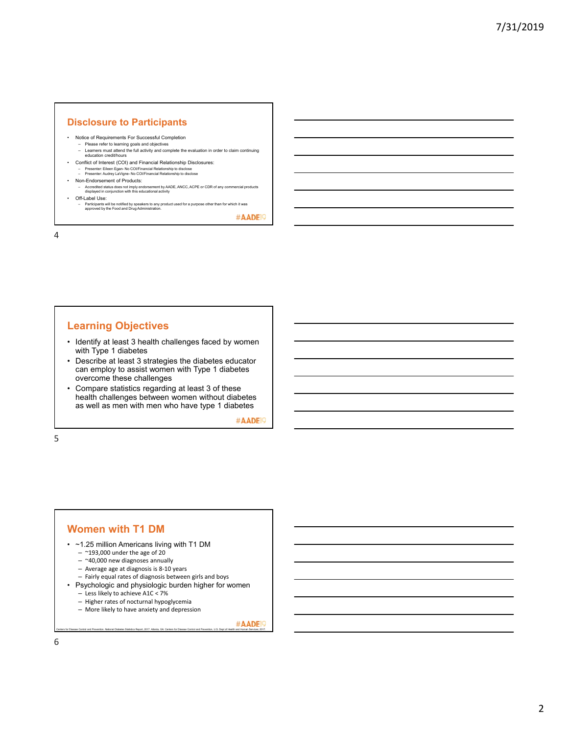## Disclosure to Participants

- Notice of Requirements For Successful Completion
  - Please refer to learning goals and objectives
  - Learners must attend the full activity and complete the evaluation in order to claim continuing education credit/hours
- Conflict of Interest (COI) and Financial Relationship Disclosures:
  - Presenter: Eileen Egan- No COI/Financial Relationship to disclose
  - Presenter: Audrey LaVigne- No COI/Financial Relationship to disclose
- Non-Endorsement of Products:
  - Accredited status does not imply endorsement by AADE, ANCC, ACPE or CDR of any commercial products displayed in conjunction with this educational activity
- Off-Label Use:
  - Participants will be notified by speakers to any product used for a purpose other than for which it was approved by the Food and Drug Administration.

#AADE19

## Learning Objectives

- Identify at least 3 health challenges faced by women with Type 1 diabetes
- Describe at least 3 strategies the diabetes educator can employ to assist women with Type 1 diabetes overcome these challenges
- Compare statistics regarding at least 3 of these health challenges between women without diabetes as well as men with men who have type 1 diabetes

#AADE19

## Women with T1 DM

- ~1.25 million Americans living with T1 DM
  - ~193,000 under the age of 20
  - ~40,000 new diagnoses annually
  - Average age at diagnosis is 8-10 years
  - Fairly equal rates of diagnosis between girls and boys
- Psychologic and physiologic burden higher for women
  - Less likely to achieve A1C < 7%
  - Higher rates of nocturnal hypoglycemia
  - More likely to have anxiety and depression

#AADE19

Centers for Disease Control and Prevention. National Diabetes Statistics Report, 2017. Atlanta, GA: Centers for Disease Control and Prevention, U.S. Dept of Health and Human Services; 2017.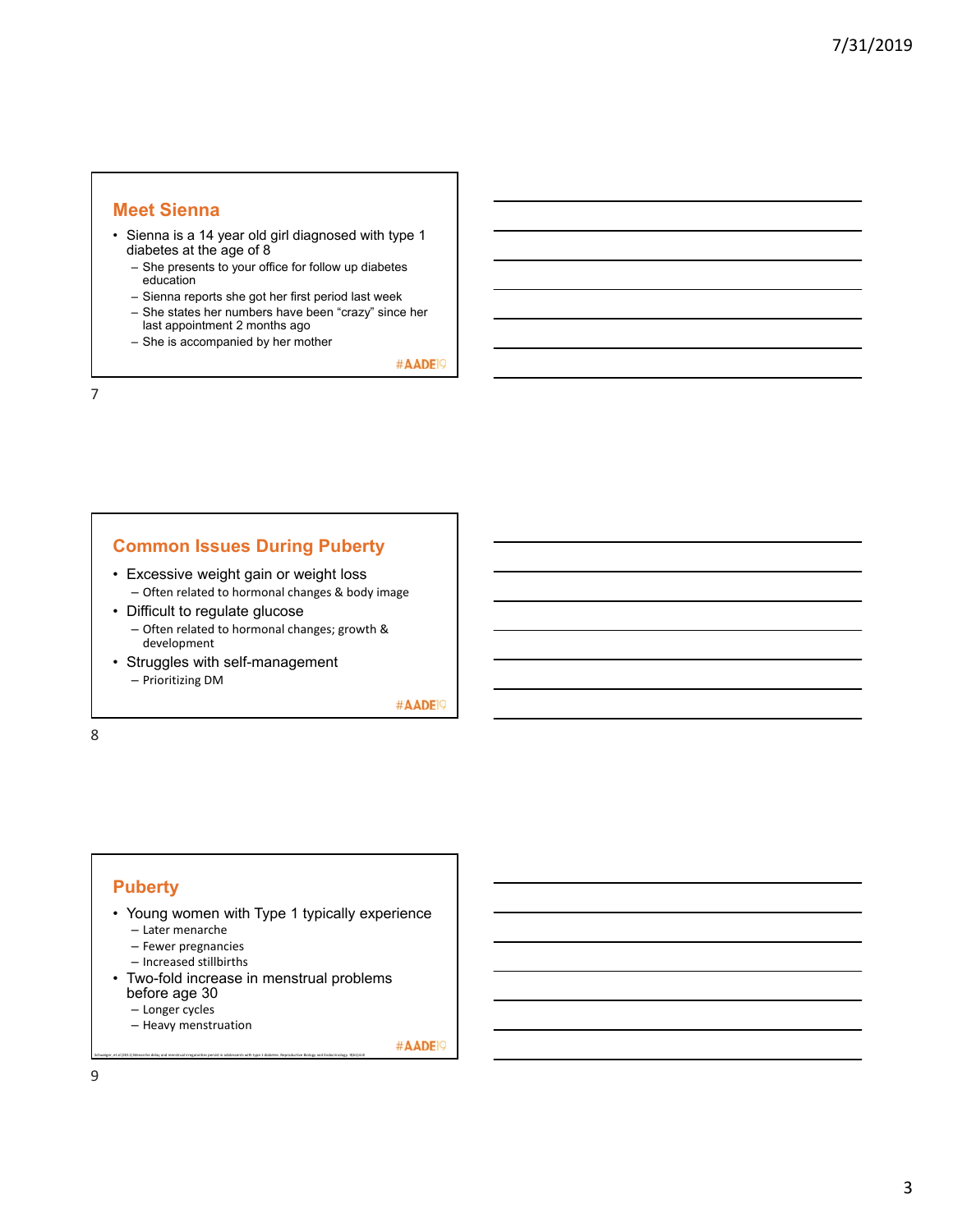## Meet Sienna

- Sienna is a 14 year old girl diagnosed with type 1 diabetes at the age of 8
  - She presents to your office for follow up diabetes education
  - Sienna reports she got her first period last week
  - She states her numbers have been "crazy" since her last appointment 2 months ago
  - She is accompanied by her mother

#AADE19

## Common Issues During Puberty

- Excessive weight gain or weight loss
  - Often related to hormonal changes & body image
- Difficult to regulate glucose
  - Often related to hormonal changes; growth & development
- Struggles with self-management
  - Prioritizing DM

#AADE19

## Puberty

- Young women with Type 1 typically experience
  - Later menarche
  - Fewer pregnancies
  - Increased stillbirths
- Two-fold increase in menstrual problems before age 30
  - Longer cycles
  - Heavy menstruation

Schweiger, et al (2011) Menarche delay and menstrual irregularities persist in adolescents with type 1 diabetes. Reproductive Biology and Endocrinology, 9(61):6-9

#AADE19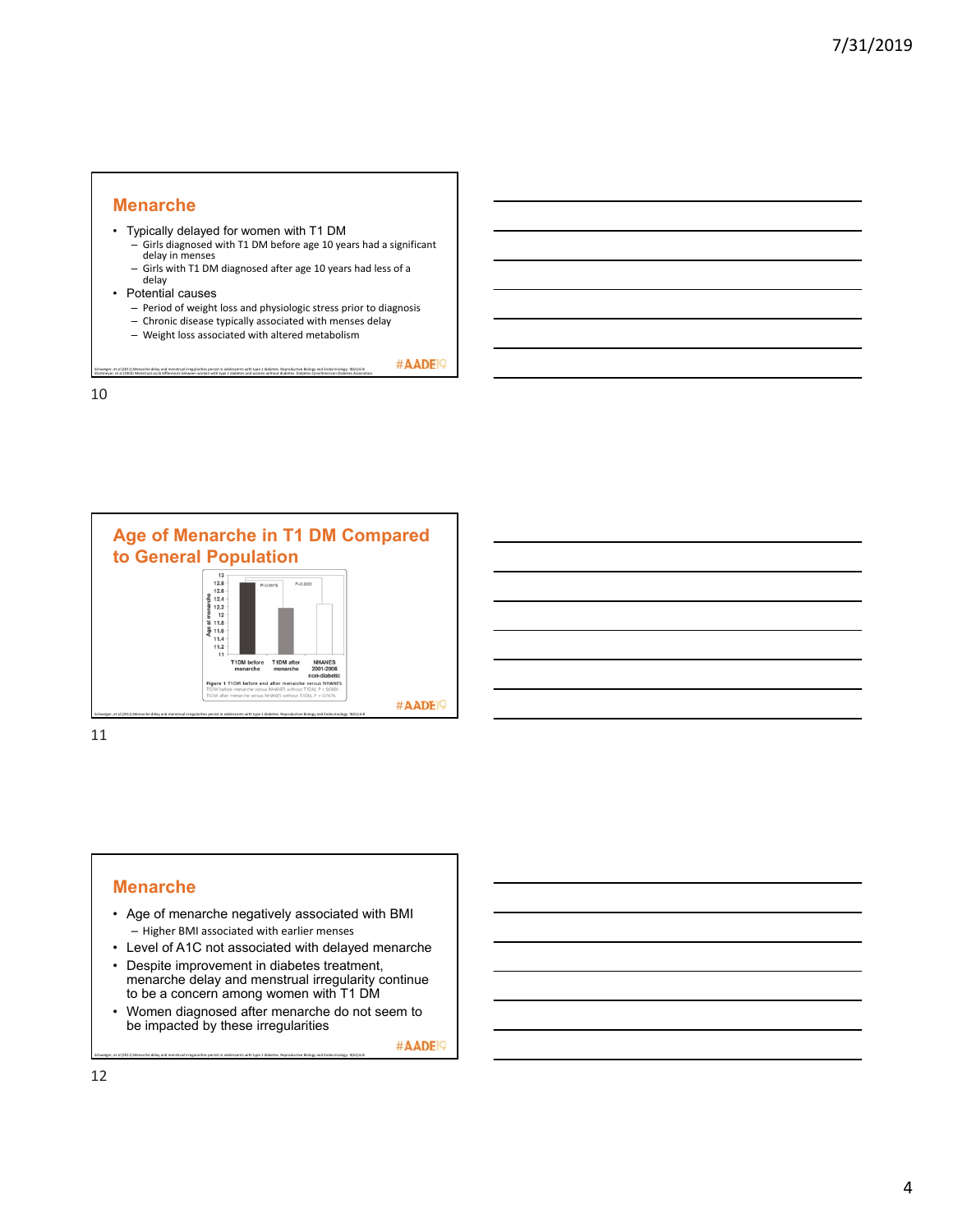## Menarche

- Typically delayed for women with T1 DM
  - Girls diagnosed with T1 DM before age 10 years had a significant delay in menses
  - Girls with T1 DM diagnosed after age 10 years had less of a delay
- Potential causes
  - Period of weight loss and physiologic stress prior to diagnosis
  - Chronic disease typically associated with menses delay
  - Weight loss associated with altered metabolism

Schweiger, et al (2011) Menarche delay and menstrual irregularities persist in adolescents with type 1 diabetes. Reproductive Biology and Endocrinology, 9(61):6-9
Strotmeyer, et al (2003) Menstrual cycle differences between women with type 1 diabetes and women without diabetes. Diabetes Care/American Diabetes Association

#AADE19

## Age of Menarche in T1 DM Compared to General Population

Figure 1 T1DM before and after menarche versus NHANES
T1DM before menarche versus NHANES without T1DM, $P < 0.0001$
T1DM after menarche versus NHANES without T1DM, $P = 0.7676$

Schweiger, et al (2011) Menarche delay and menstrual irregularities persist in adolescents with type 1 diabetes. Reproductive Biology and Endocrinology, 9(61):6-9

#AADE19

## Menarche

- Age of menarche negatively associated with BMI
  - Higher BMI associated with earlier menses
- Level of A1C not associated with delayed menarche
- Despite improvement in diabetes treatment, menarche delay and menstrual irregularity continue to be a concern among women with T1 DM
- Women diagnosed after menarche do not seem to be impacted by these irregularities

Schweiger, et al (2011) Menarche delay and menstrual irregularities persist in adolescents with type 1 diabetes. Reproductive Biology and Endocrinology, 9(61):6-9

#AADE19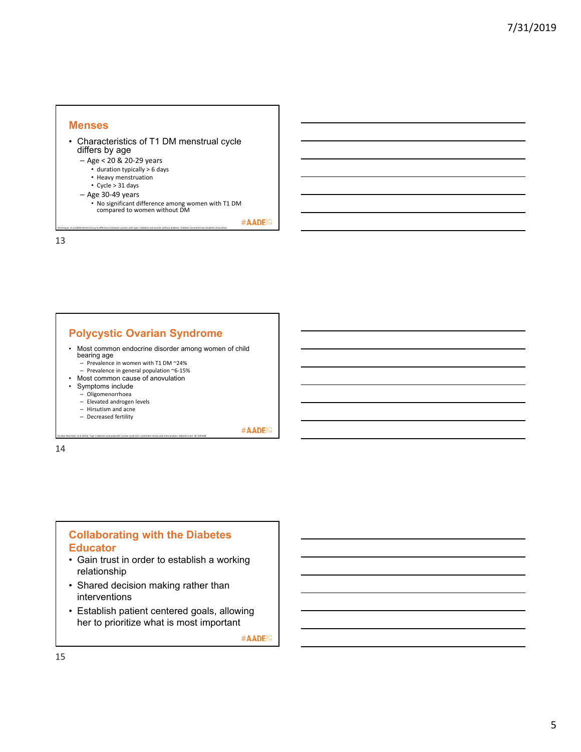## Menses

- Characteristics of T1 DM menstrual cycle differs by age
  - Age < 20 & 20-29 years
    - duration typically > 6 days
    - Heavy menstruation
    - Cycle > 31 days
  - Age 30-49 years
    - No significant difference among women with T1 DM compared to women without DM

Strotmeyer, et al (2003) Menstrual cycle differences between women with type 1 diabetes and women without diabetes. Diabetes Care/American Diabetes Association

#AADE19

## Polycystic Ovarian Syndrome

- Most common endocrine disorder among women of child bearing age
  - Prevalence in women with T1 DM ~24%
  - Prevalence in general population ~6-15%
- Most common cause of anovulation
- Symptoms include
  - Oligomenorrhoea
  - Elevated androgen levels
  - Hirsutism and acne
  - Decreased fertility

Escobar-Morreale, et al (2016). Type 1 diabetes and polycystic ovarian syndrome: systematic review and meta-analysis. Diabetes Care. 39. 639-648

#AADE19

## Collaborating with the Diabetes Educator

- Gain trust in order to establish a working relationship
- Shared decision making rather than interventions
- Establish patient centered goals, allowing her to prioritize what is most important

#AADE19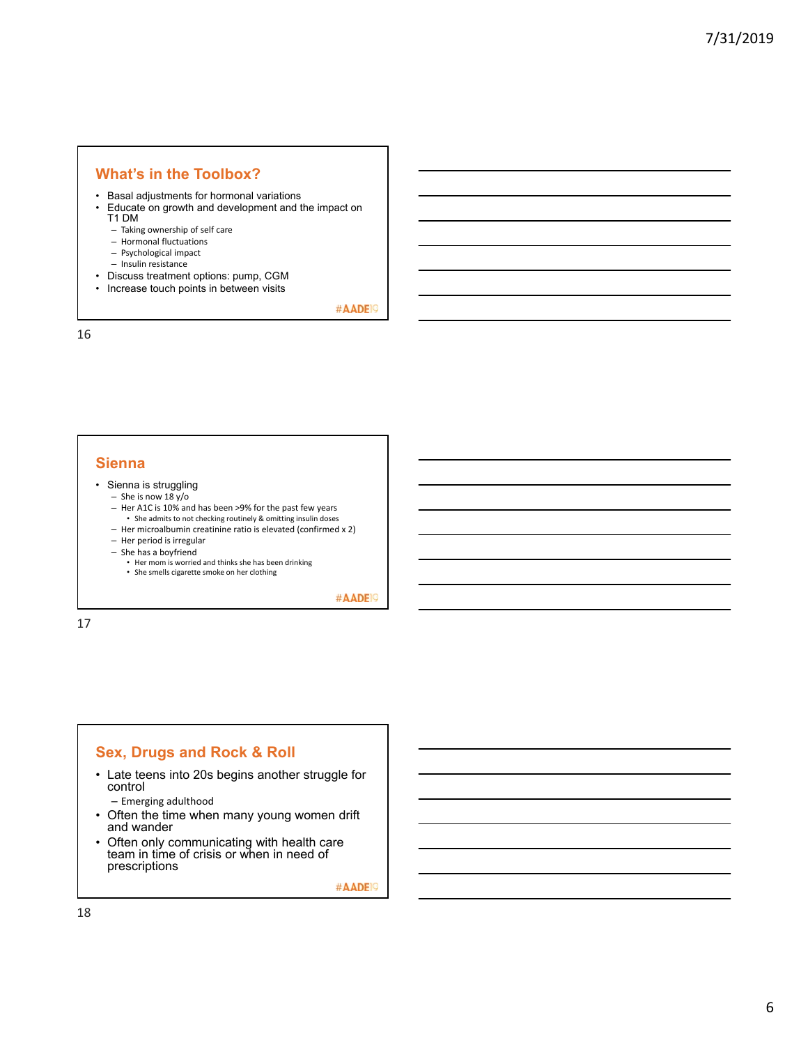## What's in the Toolbox?

- Basal adjustments for hormonal variations
- Educate on growth and development and the impact on T1 DM
  - Taking ownership of self care
  - Hormonal fluctuations
  - Psychological impact
  - Insulin resistance
- Discuss treatment options: pump, CGM
- Increase touch points in between visits

#AADE19

## Sienna

- Sienna is struggling
  - She is now 18 y/o
  - Her A1C is 10% and has been >9% for the past few years
    - She admits to not checking routinely & omitting insulin doses
  - Her microalbumin creatinine ratio is elevated (confirmed x 2)
  - Her period is irregular
  - She has a boyfriend
    - Her mom is worried and thinks she has been drinking
    - She smells cigarette smoke on her clothing

#AADE19

## Sex, Drugs and Rock & Roll

- Late teens into 20s begins another struggle for control
  - Emerging adulthood
- Often the time when many young women drift and wander
- Often only communicating with health care team in time of crisis or when in need of prescriptions

#AADE19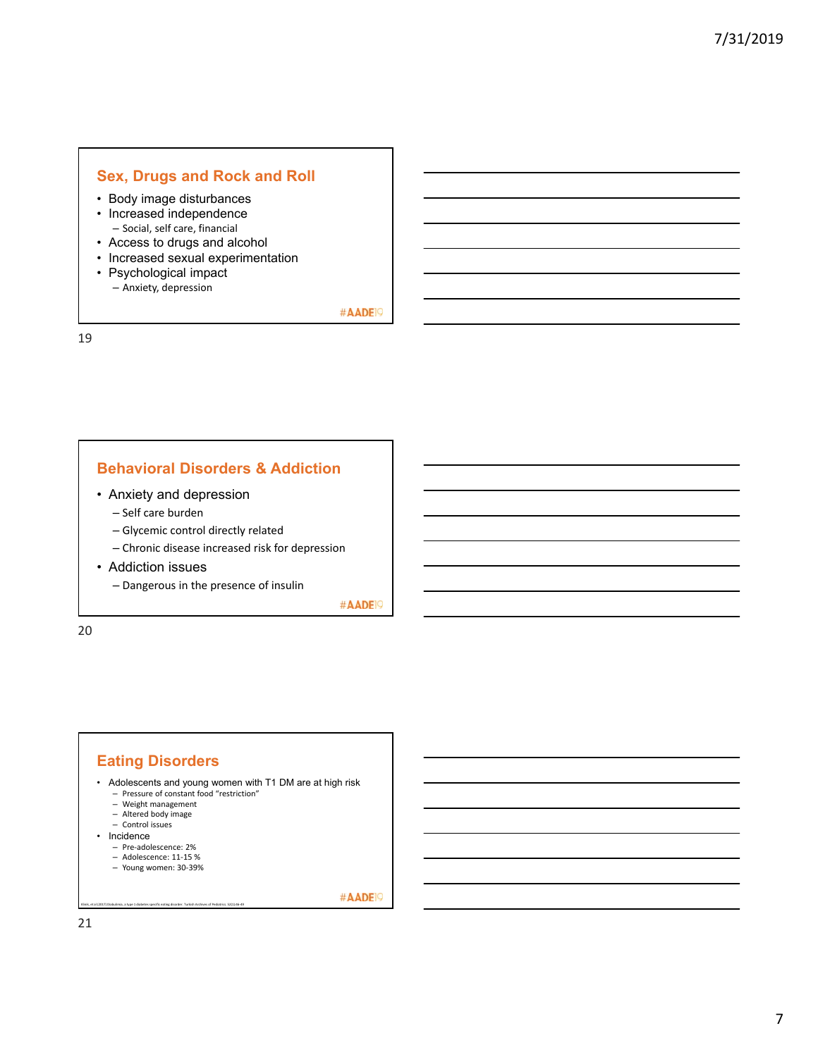## Sex, Drugs and Rock and Roll

- Body image disturbances
- Increased independence
  - Social, self care, financial
- Access to drugs and alcohol
- Increased sexual experimentation
- Psychological impact
  - Anxiety, depression

#AADE19

## Behavioral Disorders & Addiction

- Anxiety and depression
  - Self care burden
  - Glycemic control directly related
  - Chronic disease increased risk for depression
- Addiction issues
  - Dangerous in the presence of insulin

#AADE19

## Eating Disorders

- Adolescents and young women with T1 DM are at high risk
  - Pressure of constant food "restriction"
  - Weight management
  - Altered body image
  - Control issues
- Incidence
  - Pre-adolescence: 2%
  - Adolescence: 11-15 %
  - Young women: 30-39%

Kinik, et al (2017) Diabulimia, a type 1 diabetes specific eating disorder. Turkish Archives of Pediatrics. 52(1):46-49

#AADE19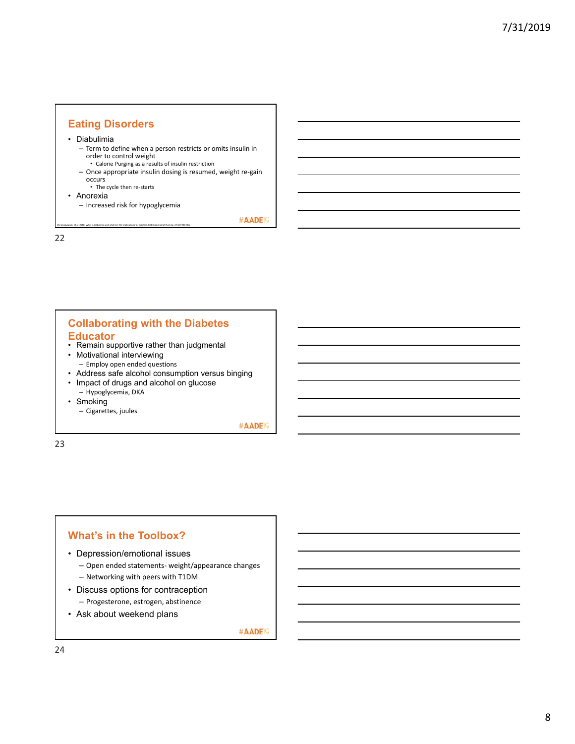## Eating Disorders

- Diabulimia
  - Term to define when a person restricts or omits insulin in order to control weight
    - Calorie Purging as a results of insulin restriction
  - Once appropriate insulin dosing is resumed, weight re-gain occurs
    - The cycle then re-starts
- Anorexia
  - Increased risk for hypoglycemia

Chelvanayagam, et al (2018) What is diabulimia and what are the implications for practice. British Journal of Nursing. 27(17):980-986

#AADE19

## Collaborating with the Diabetes Educator

- Remain supportive rather than judgmental
- Motivational interviewing
  - Employ open ended questions
- Address safe alcohol consumption versus binging
- Impact of drugs and alcohol on glucose
  - Hypoglycemia, DKA
- Smoking
  - Cigarettes, juules

#AADE19

## What's in the Toolbox?

- Depression/emotional issues
  - Open ended statements- weight/appearance changes
  - Networking with peers with T1DM
- Discuss options for contraception
  - Progesterone, estrogen, abstinence
- Ask about weekend plans

#AADE19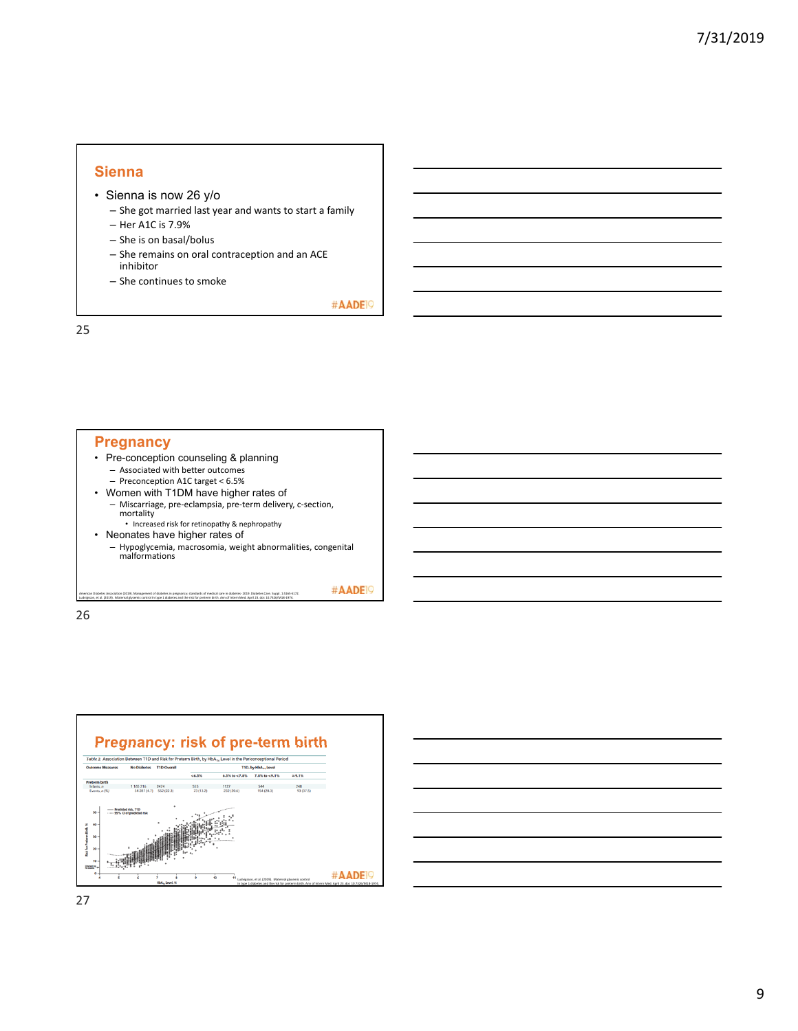## Sienna

- Sienna is now 26 y/o
  - She got married last year and wants to start a family
  - Her A1C is 7.9%
  - She is on basal/bolus
  - She remains on oral contraception and an ACE inhibitor
  - She continues to smoke

#AADE19

## Pregnancy

- Pre-conception counseling & planning
  - Associated with better outcomes
  - Preconception A1C target < 6.5%
- Women with T1DM have higher rates of
  - Miscarriage, pre-eclampsia, pre-term delivery, c-section, mortality
    - Increased risk for retinopathy & nephropathy
- Neonates have higher rates of
  - Hypoglycemia, macrosomia, weight abnormalities, congenital malformations

American Diabetes Association (2019). Management of diabetes in pregnancy: standards of medical care in diabetes- 2019. Diabetes Care. Suppl. 1:S165-S172.
Ludvigsson, et al. (2019). Maternal glycemic control in type 1 diabetes and the risk for preterm birth. Ann of Intern Med. April 23. doi: 10.7326/M18-1974.

#AADE19

## Pregnancy: risk of pre-term birth

*Table 2.* Association Between T1D and Risk for Preterm Birth, by $HbA_{1c}$ Level in the Periconceptional Period

| Outcome Measures | No Diabetes | T1D Overall | T1D, by $HbA_{1c}$ Level | | | |
|---|---|---|---|---|---|---|
| | | | <6.5% | 6.5% to <7.8% | 7.8% to <9.1% | ≥9.1% |
| **Preterm birth** | | | | | | |
| Infants, n | 1 165 216 | 2474 | 555 | 1127 | 544 | 248 |
| Events, n (%) | 54 287 (4.7) | 552 (22.3) | 73 (13.2) | 232 (20.6) | 154 (28.3) | 93 (37.5) |

Ludvigsson, et al. (2019). Maternal glycemic control in type 1 diabetes and the risk for preterm birth. Ann of Intern Med. April 23. doi: 10.7326/M18-1974.

#AADE19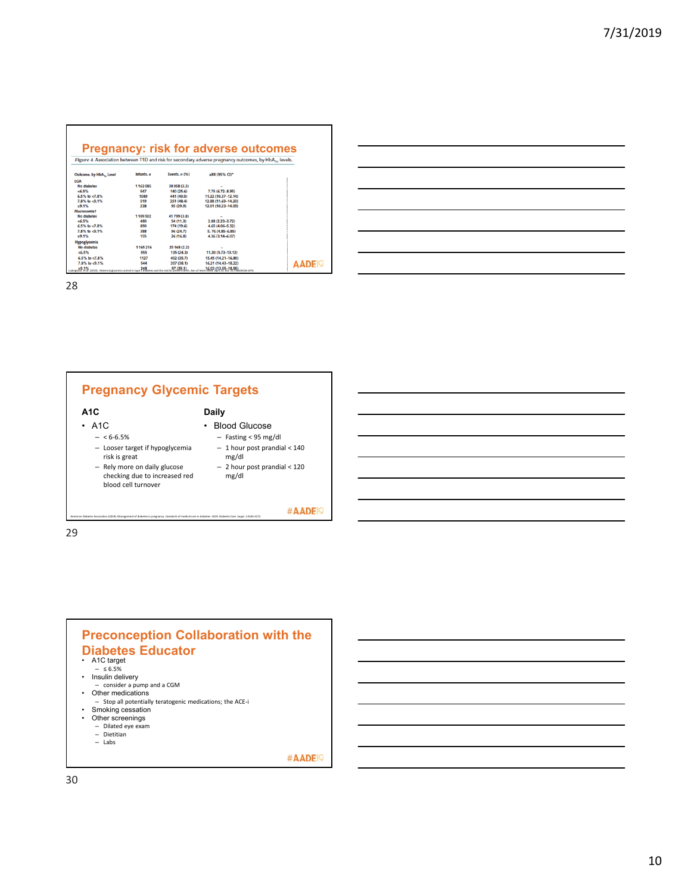## Pregnancy: risk for adverse outcomes

*Figure 4.* Association between T1D and risk for secondary adverse pregnancy outcomes, by $HbA_{1c}$ levels.

| Outcome, by $HbA_{1c}$ Level | Infants, n | Events, n (%) | aRR (95% CI)* |
|---|---|---|---|
| **LGA** | | | |
| No diabetes | 1 163 085 | 38 058 (3.3) | – |
| <6.5% | 547 | 140 (25.6) | 7.75 (6.72–8.95) |
| 6.5% to <7.8% | 1089 | 441 (40.5) | 11.22 (10.37–12.14) |
| 7.8% to <9.1% | 519 | 251 (48.4) | 12.88 (11.49–14.20) |
| ≥9.1% | 238 | 95 (39.9) | 12.01 (10.23–14.09) |
| **Macrosomia†** | | | |
| No diabetes | 1 109 502 | 41 799 (3.8) | – |
| <6.5% | 480 | 54 (11.3) | 2.88 (2.23–3.72) |
| 6.5% to <7.8% | 890 | 174 (19.6) | 4.65 (4.06–5.32) |
| 7.8% to <9.1% | 388 | 96 (24.7) | 5.76 (4.85–6.85) |
| ≥9.1% | 155 | 26 (16.8) | 4.36 (3.14–6.07) |
| **Hypoglycemia** | | | |
| No diabetes | 1 165 216 | 25 168 (2.2) | – |
| <6.5% | 555 | 135 (24.3) | 11.30 (9.73–13.12) |
| 6.5% to <7.8% | 1127 | 402 (35.7) | 15.45 (14.21–16.80) |
| 7.8% to <9.1% | 544 | 207 (38.1) | 16.21 (14.43–18.22) |
| ≥9.1% | 248 | 97 (39.1) | 16.03 (13.55–18.96) |

Ludvigsson, et al. (2019). Maternal glycemic control in type 1 diabetes and the risk for preterm birth. Ann of Intern Med.

## Pregnancy Glycemic Targets

**A1C**

- A1C
  - < 6-6.5%
  - Looser target if hypoglycemia risk is great
  - Rely more on daily glucose checking due to increased red blood cell turnover

**Daily**

- Blood Glucose
  - Fasting < 95 mg/dl
  - 1 hour post prandial < 140 mg/dl
  - 2 hour post prandial < 120 mg/dl

American Diabetes Association (2019). Management of diabetes in pregnancy: standards of medical care in diabetes- 2019. Diabetes Care, Suppl. 1:S165-S172.

## Preconception Collaboration with the Diabetes Educator

- A1C target
  - ≤ 6.5%
- Insulin delivery
  - consider a pump and a CGM
- Other medications
  - Stop all potentially teratogenic medications; the ACE-i
- Smoking cessation
- Other screenings
  - Dilated eye exam
  - Dietitian
  - Labs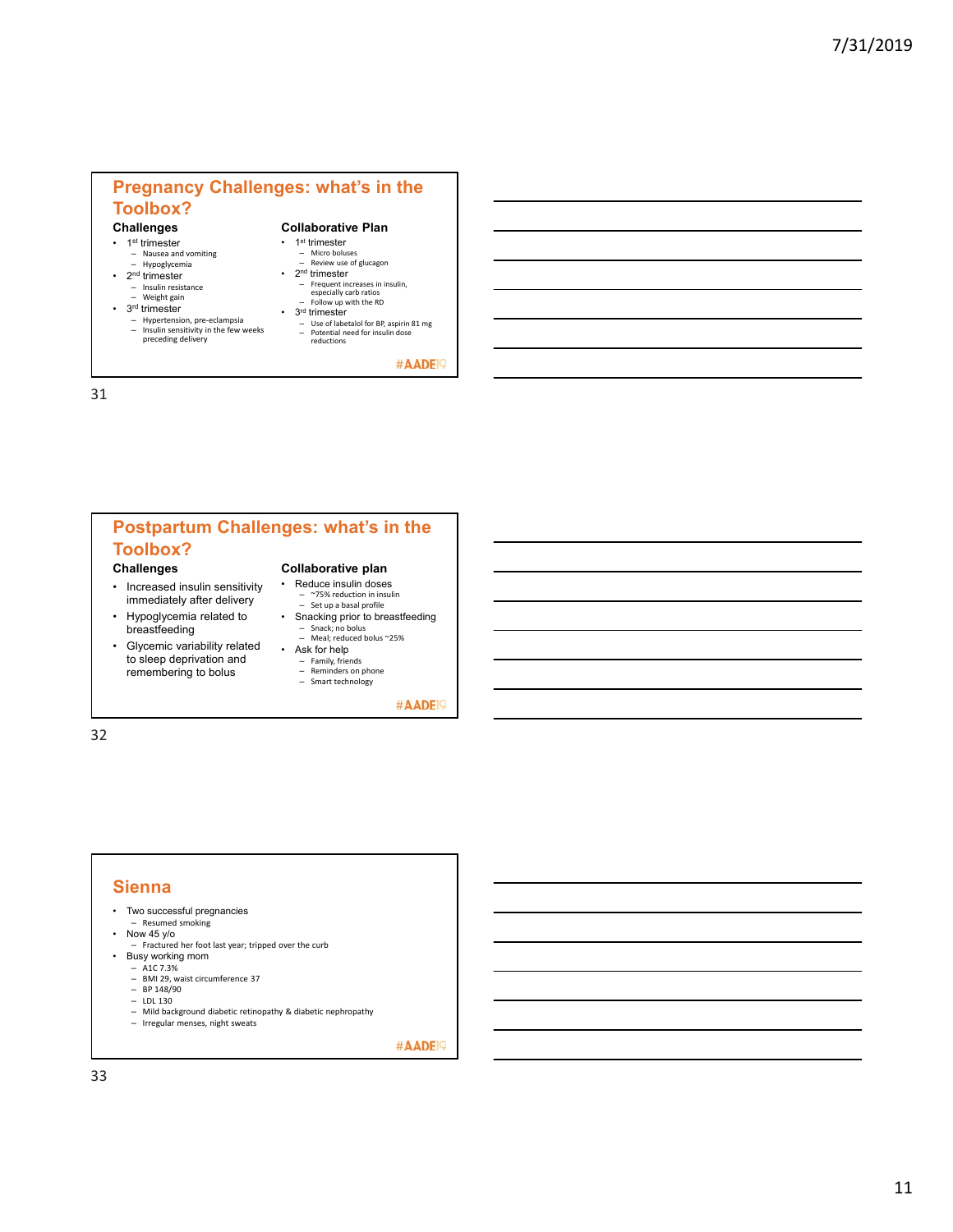## Pregnancy Challenges: what's in the Toolbox?

### Challenges

- 1st trimester
  - Nausea and vomiting
  - Hypoglycemia
- 2nd trimester
  - Insulin resistance
  - Weight gain
- 3rd trimester
  - Hypertension, pre-eclampsia
  - Insulin sensitivity in the few weeks preceding delivery

### Collaborative Plan

- 1st trimester
  - Micro boluses
  - Review use of glucagon
- 2nd trimester
  - Frequent increases in insulin, especially carb ratios
  - Follow up with the RD
- 3rd trimester
  - Use of labetalol for BP, aspirin 81 mg
  - Potential need for insulin dose reductions

#AADE19

## Postpartum Challenges: what's in the Toolbox?

### Challenges

- Increased insulin sensitivity immediately after delivery
- Hypoglycemia related to breastfeeding
- Glycemic variability related to sleep deprivation and remembering to bolus

### Collaborative plan

- Reduce insulin doses
  - ~75% reduction in insulin
  - Set up a basal profile
- Snacking prior to breastfeeding
  - Snack; no bolus
  - Meal; reduced bolus ~25%
- Ask for help
  - Family, friends
  - Reminders on phone
  - Smart technology

#AADE19

## Sienna

- Two successful pregnancies
  - Resumed smoking
- Now 45 y/o
  - Fractured her foot last year; tripped over the curb
- Busy working mom
  - A1C 7.3%
  - BMI 29, waist circumference 37
  - BP 148/90
  - LDL 130
  - Mild background diabetic retinopathy & diabetic nephropathy
  - Irregular menses, night sweats

#AADE19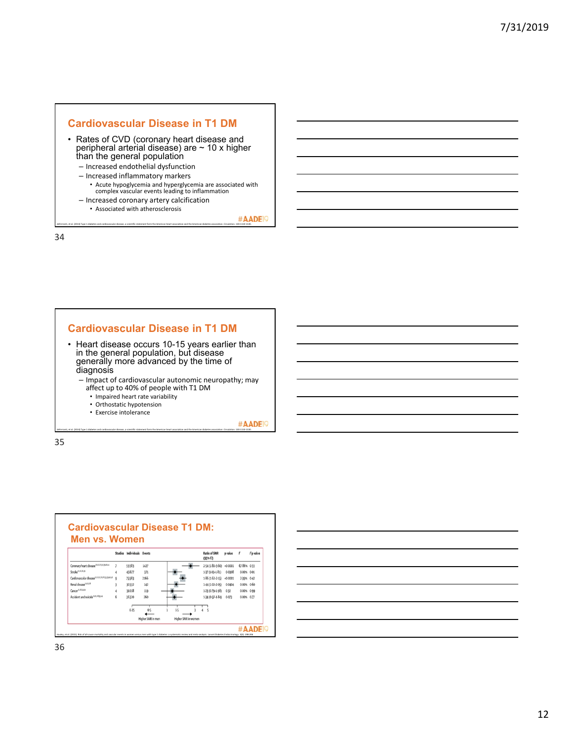## Cardiovascular Disease in T1 DM

- Rates of CVD (coronary heart disease and peripheral arterial disease) are ~ 10 x higher than the general population
  - Increased endothelial dysfunction
  - Increased inflammatory markers
    - Acute hypoglycemia and hyperglycemia are associated with complex vascular events leading to inflammation
  - Increased coronary artery calcification
    - Associated with atherosclerosis

#AADE19

deFerranti, et al. (2014) Type 1 diabetes and cardiovascular disease, a scientific statement form the American heart association and the American diabetes association. Circulation. 130:1110-1130.

## Cardiovascular Disease in T1 DM

- Heart disease occurs 10-15 years earlier than in the general population, but disease generally more advanced by the time of diagnosis
  - Impact of cardiovascular autonomic neuropathy; may affect up to 40% of people with T1 DM
    - Impaired heart rate variability
    - Orthostatic hypotension
    - Exercise intolerance

#AADE19

deFerranti, et al. (2014) Type 1 diabetes and cardiovascular disease, a scientific statement form the American heart association and the American diabetes association. Circulation. 130:1110-1130.

## Cardiovascular Disease T1 DM: Men vs. Women

| | Studies | Individuals | Events | Ratio of SMR (95% CI) | p value | $I^2$ | $I^2$ p value |
|---|---|---|---|---|---|---|---|
| Coronary heart disease | 7 | 59383 | 1427 | 2·54 (1·80–3·60) | <0·0001 | 67·86% | 0·33 |
| Stroke | 4 | 45677 | 371 | 1·37 (1·03–1·81) | 0·0308 | 0·00% | 0·61 |
| Cardiovascular disease | 9 | 75983 | 2166 | 1·86 (1·62–2·15) | <0·0001 | 2·39% | 0·42 |
| Renal disease | 3 | 30332 | 142 | 1·44 (1·02–2·05) | 0·0404 | 0·00% | 0·60 |
| Cancer | 4 | 31018 | 119 | 1·23 (0·79–1·98) | 0·32 | 0·00% | 0·99 |
| Accident and suicide | 6 | 36320 | 260 | 1·34 (0·97–1·84) | 0·073 | 0·00% | 0·77 |

← Higher SMR in men | Higher SMR in women →

#AADE19

Huxley, et al. (2015). Risk of all-cause mortality and vascular events in women versus men with type 1 diabetes: a systematic review and meta-analysis. Lancet Diabetes Endocrinology. 3(3): 198-206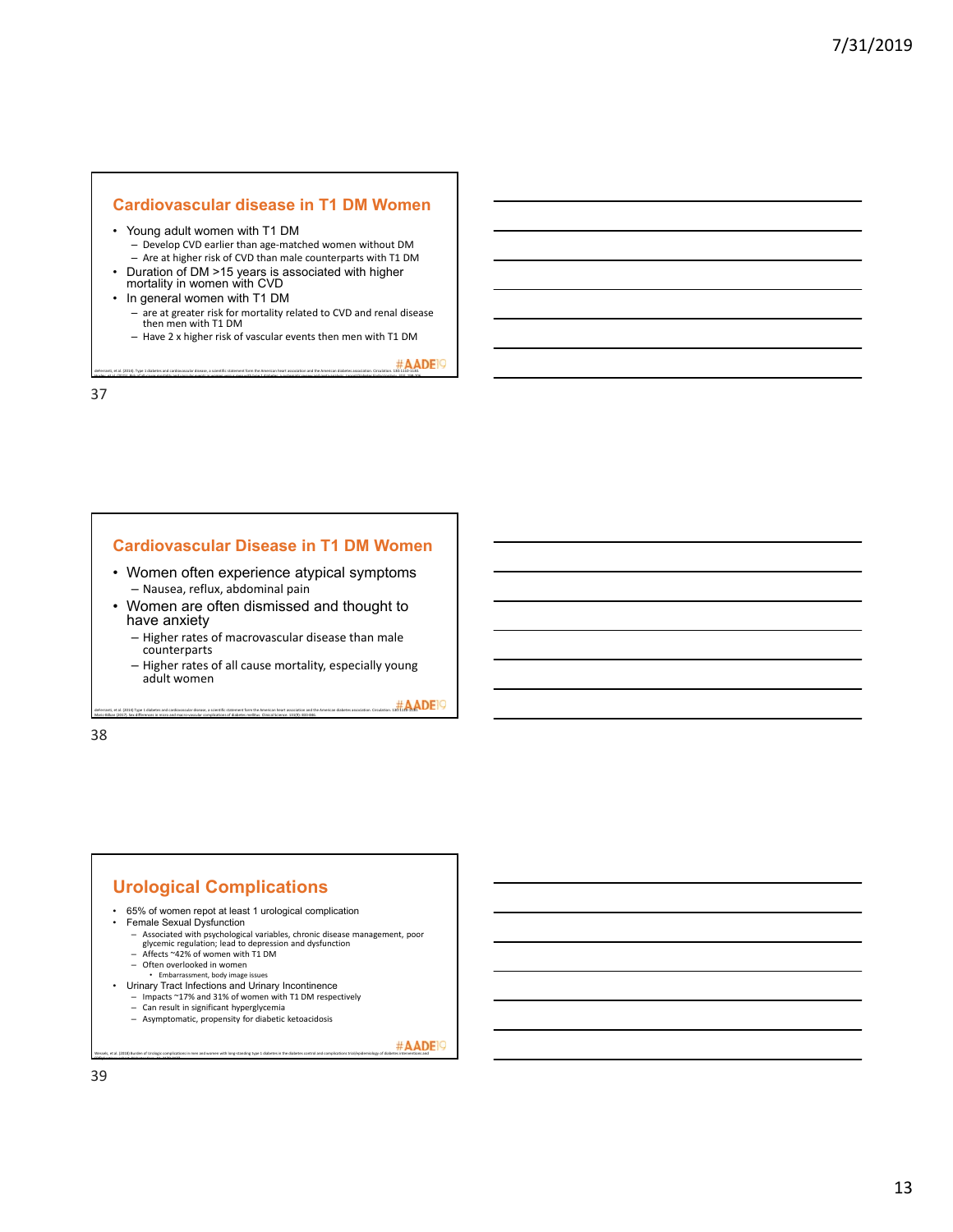## Cardiovascular disease in T1 DM Women

- Young adult women with T1 DM
  - Develop CVD earlier than age-matched women without DM
  - Are at higher risk of CVD than male counterparts with T1 DM
- Duration of DM >15 years is associated with higher mortality in women with CVD
- In general women with T1 DM
  - are at greater risk for mortality related to CVD and renal disease then men with T1 DM
  - Have 2 x higher risk of vascular events then men with T1 DM

deFerranti, et al. (2014). Type 1 diabetes and cardiovascular disease, a scientific statement from the American heart association and the American diabetes association. Circulation. 130:1110-1130.

#AADE19

## Cardiovascular Disease in T1 DM Women

- Women often experience atypical symptoms
  - Nausea, reflux, abdominal pain
- Women are often dismissed and thought to have anxiety
  - Higher rates of macrovascular disease than male counterparts
  - Higher rates of all cause mortality, especially young adult women

deFerranti, et al. (2014) Type 1 diabetes and cardiovascular disease, a scientific statement from the American heart association and the American diabetes association. Circulation. 130:1110-1130.
Mauvais-Jarvis (2017). Sex differences in micro and macro-vascular complications of diabetes mellitus. Clinical Science. 131(9): 833-846.

#AADE19

## Urological Complications

- 65% of women repot at least 1 urological complication
- Female Sexual Dysfunction
  - Associated with psychological variables, chronic disease management, poor glycemic regulation; lead to depression and dysfunction
  - Affects ~42% of women with T1 DM
  - Often overlooked in women
    - Embarrassment, body image issues
- Urinary Tract Infections and Urinary Incontinence
  - Impacts ~17% and 31% of women with T1 DM respectively
  - Can result in significant hyperglycemia
  - Asymptomatic, propensity for diabetic ketoacidosis

Wessels, et al. (2018) Burden of Urologic complications in men and women with long-standing type 1 diabetes in the diabetes control and complications trial/epidemiology of diabetes interventions and complications cohort.

#AADE19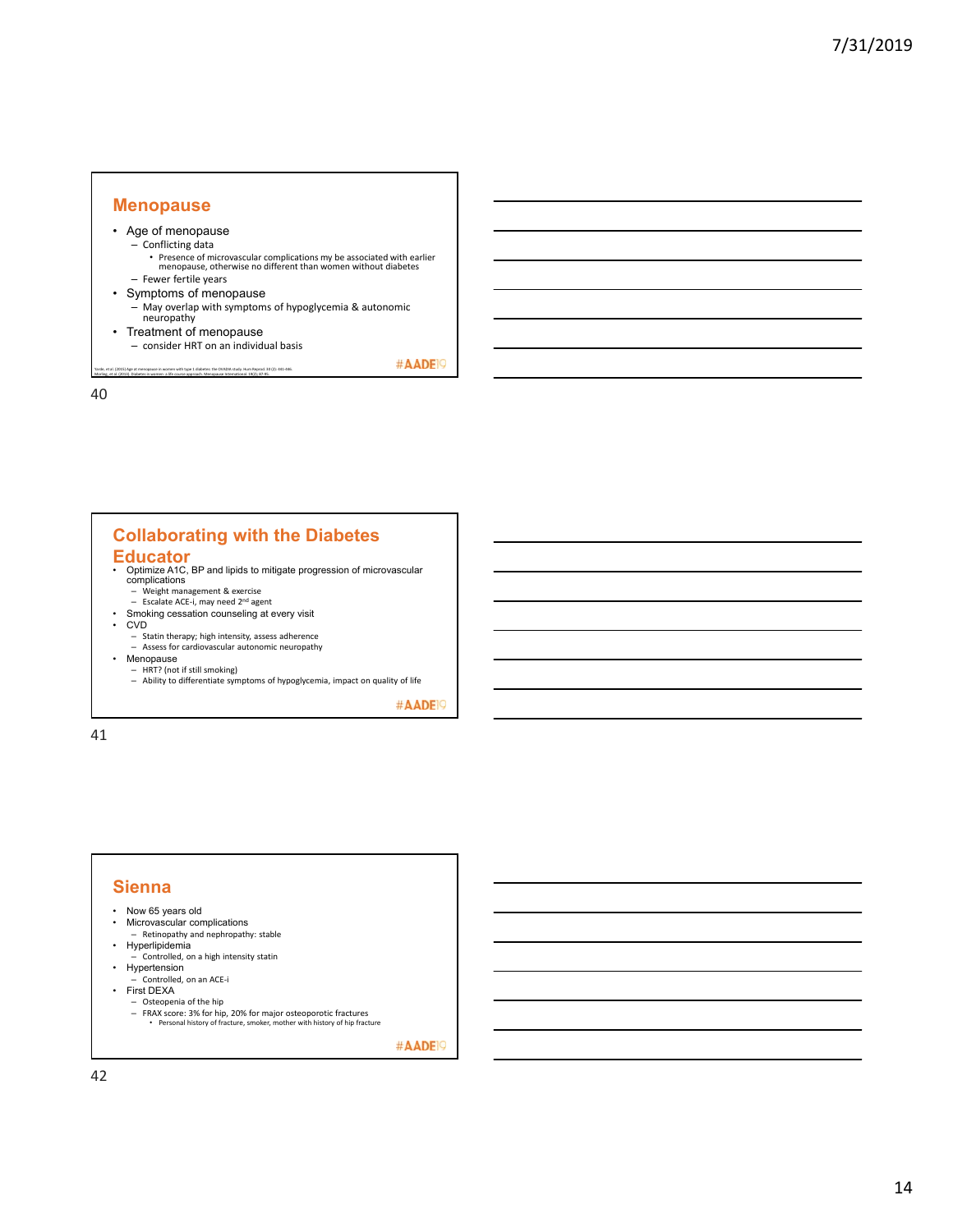## Menopause

- Age of menopause
  - Conflicting data
    - Presence of microvascular complications my be associated with earlier menopause, otherwise no different than women without diabetes
  - Fewer fertile years
- Symptoms of menopause
  - May overlap with symptoms of hypoglycemia & autonomic neuropathy
- Treatment of menopause
  - consider HRT on an individual basis

Yarde, et al. (2015) Age at menopause in women with type 1 diabetes: the OVADIA study. Hum Reprod. 30 (2): 441-446.
Montag, et al. (2013) Diabetes in women- a life-course approach. Menopause International. 19(2): 67-95.

#AADE19

## Collaborating with the Diabetes Educator

- Optimize A1C, BP and lipids to mitigate progression of microvascular complications
  - Weight management & exercise
  - Escalate ACE-i, may need 2nd agent
- Smoking cessation counseling at every visit
- CVD
  - Statin therapy; high intensity, assess adherence
  - Assess for cardiovascular autonomic neuropathy
- Menopause
  - HRT? (not if still smoking)
  - Ability to differentiate symptoms of hypoglycemia, impact on quality of life

#AADE19

## Sienna

- Now 65 years old
- Microvascular complications
  - Retinopathy and nephropathy: stable
- Hyperlipidemia
  - Controlled, on a high intensity statin
- Hypertension
  - Controlled, on an ACE-i
- First DEXA
  - Osteopenia of the hip
  - FRAX score: 3% for hip, 20% for major osteoporotic fractures
    - Personal history of fracture, smoker, mother with history of hip fracture

#AADE19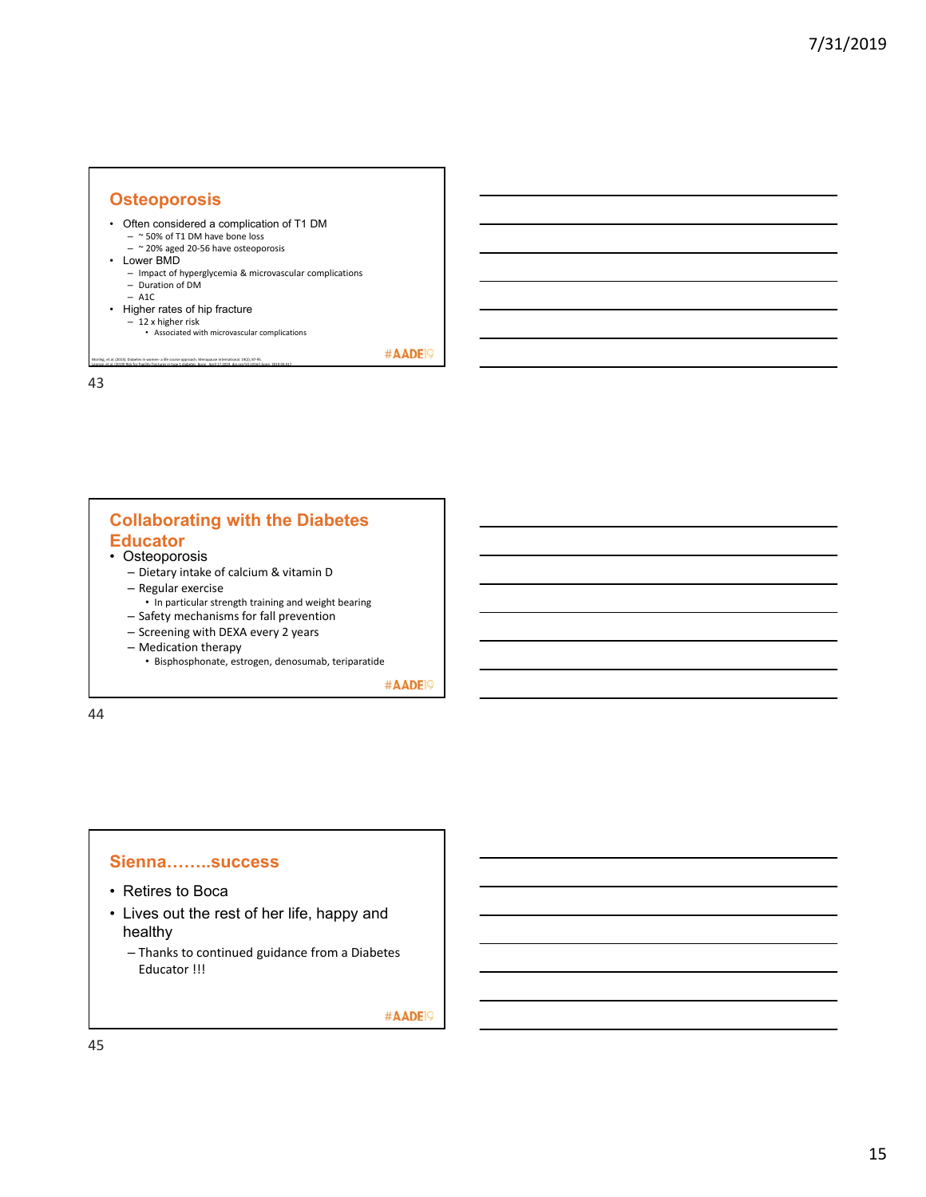## Osteoporosis

- Often considered a complication of T1 DM
  - ~ 50% of T1 DM have bone loss
  - ~ 20% aged 20-56 have osteoporosis
- Lower BMD
  - Impact of hyperglycemia & microvascular complications
  - Duration of DM
  - A1C
- Higher rates of hip fracture
  - 12 x higher risk
    - Associated with microvascular complications

Morling, et al. (2016). Diabetes in women: a life course approach. Menopause International. 19(2), 87-95.
Leanza, et al. (2019) Risk for fragility fractures in type 1 diabetes. Bone. April 17 2019. doi.org/10.1016/j.bone.2019.04.017

#AADE19

## Collaborating with the Diabetes Educator

- Osteoporosis
  - Dietary intake of calcium & vitamin D
  - Regular exercise
    - In particular strength training and weight bearing
  - Safety mechanisms for fall prevention
  - Screening with DEXA every 2 years
  - Medication therapy
    - Bisphosphonate, estrogen, denosumab, teriparatide

#AADE19

## Sienna……..success

- Retires to Boca
- Lives out the rest of her life, happy and healthy
  - Thanks to continued guidance from a Diabetes Educator !!!

#AADE19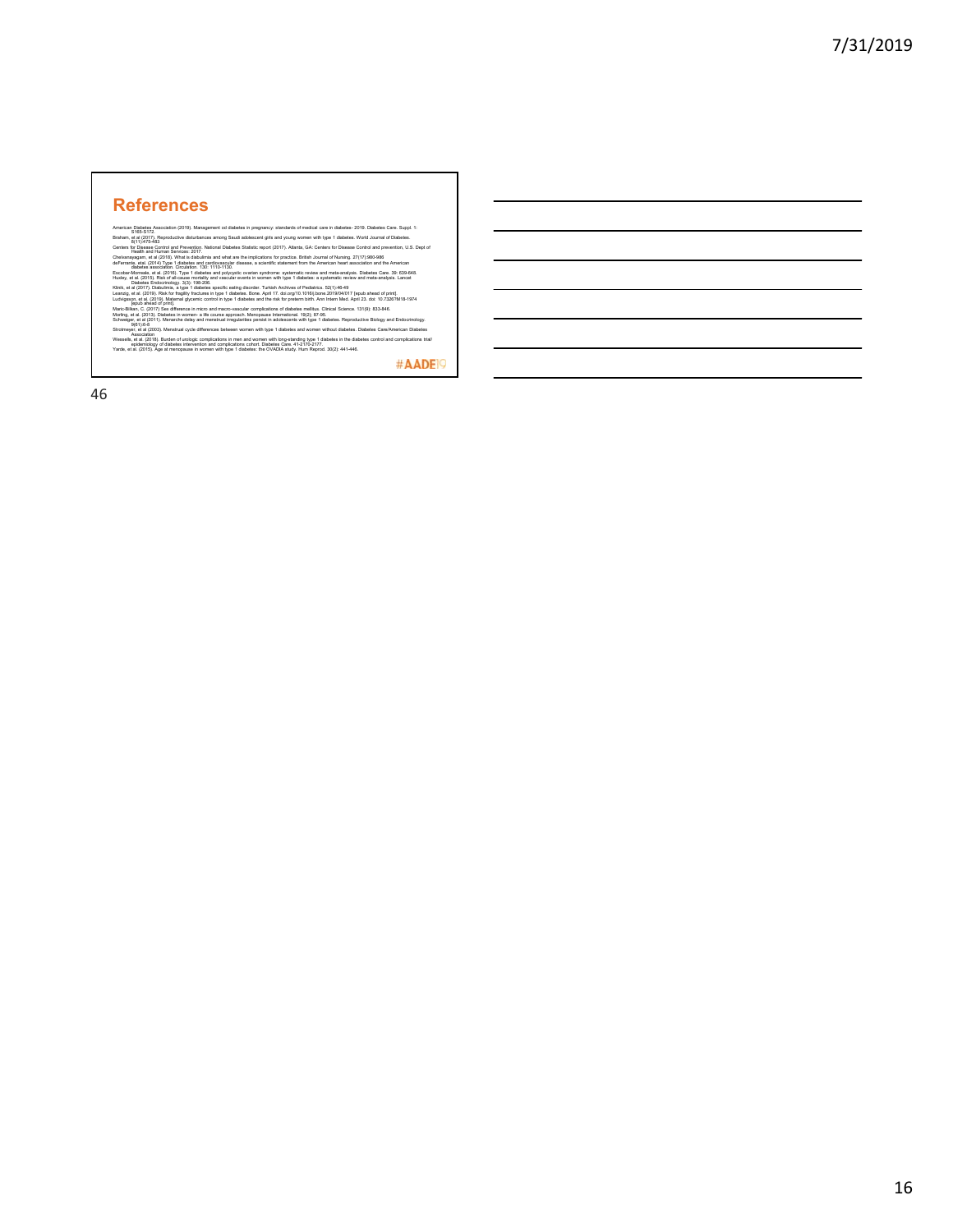## References

American Diabetes Association (2019). Management od diabetes in pregnancy: standards of medical care in diabetes- 2019. Diabetes Care. Suppl. 1: S165-S172.

Braham, et al (2017). Reproductive disturbances among Saudi adolescent girls and young women with type 1 diabetes. World Journal of Diabetes. 8(11):475-483

Centers for Disease Control and Prevention. National Diabetes Statistic report (2017). Atlanta, GA: Centers for Disease Control and prevention, U.S. Dept of Health and Human Services: 2017.

Chelvanayagam, et al (2018). What is diabulimia and what are the implications for practice. British Journal of Nursing. 27(17):980-986

deFerrante, etal. (2014) Type 1 diabetes and cardiovascular disease, a scientific statement from the American heart association and the American diabetes association. Circulation. 130: 1110-1130.

Escobar-Morreale, et al. (2016). Type 1 diabetes and polycystic ovarian syndrome: systematic review and meta-analysis. Diabetes Care. 39: 639-648.

Huxley, et al. (2015). Risk of all-cause mortality and vascular events in women with type 1 diabetes: a systematic review and meta-analysis. Lancet Diabetes Endocrinology. 3(3): 198-206.

Klinik, et al (2017). Diabulimia, a type 1 diabetes specific eating disorder. Turkish Archives of Pediatrics. 52(1):46-49

Leanzig, et al. (2019). Risk for fragility fractures in type 1 diabetes. Bone. April 17. doi.org/10.1016/j.bone.2019/04/017 [epub ahead of print].

Ludvigsson, et al. (2019). Maternal glycemic control in type 1 diabetes and the risk for preterm birth. Ann Intern Med. April 23. doi: 10.7326/M18-1974 [epub ahead of print].

Maric-Bilkan, C. (2017) Sex difference in micro and macro-vascular complications of diabetes mellitus. Clinical Science. 131(9): 833-846.

Morling, et al. (2013). Diabetes in women- a life course approach. Menopause International. 19(2). 87-95.

Schweiger, et al (2011). Menarche delay and menstrual irregularities persist in adolescents with type 1 diabetes. Reproductive Biology and Endocrinology. 9(61):6-8

Strotmeyer, et al (2003). Menstrual cycle differences between women with type 1 diabetes and women without diabetes. Diabetes Care/American Diabetes Association

Wessells, et al. (2018). Burden of urologic complications in men and women with long-standing type 1 diabetes in the diabetes control and complications trial/ epidemiology of diabetes intervention and complications cohort. Diabetes Care. 41-2170-2177.

Yarde, et al. (2015). Age at menopause in women with type 1 diabetes: the OVADIA study. Hum Reprod. 30(2): 441-446.

#AADE19